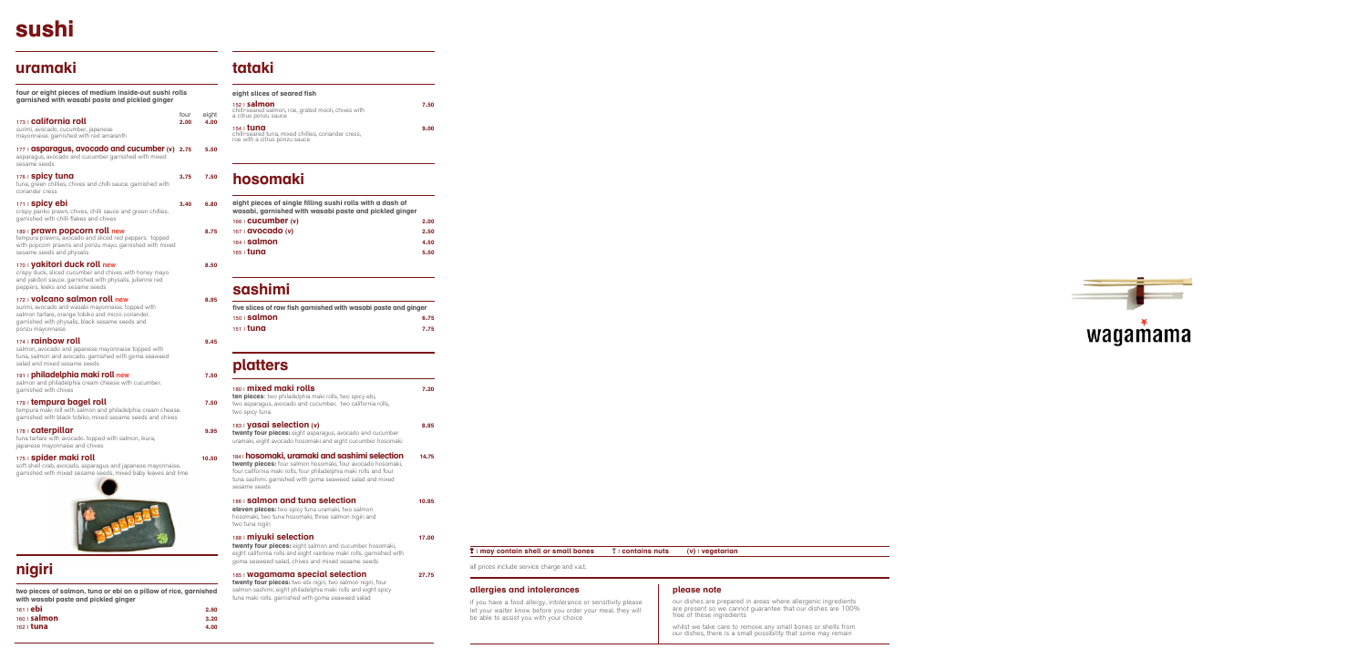# sushi

## uramaki

**four or eight pieces of medium inside-out sushi rolls garnished with wasabi paste and pickled ginger**

| | four | eight |
|---|---|---|
| 173 I **california roll** surimi, avocado, cucumber, japanese mayonnaise. garnished with red amaranth | 2.00 | 4.00 |
| 177 I **asparagus, avocado and cucumber** (v) asparagus, avocado and cucumber garnished with mixed sesame seeds | 2.75 | 5.50 |
| 176 I **spicy tuna** tuna, green chillies, chives and chilli sauce. garnished with coriander cress | 3.75 | 7.50 |
| 171 I **spicy ebi** crispy panko prawn, chives, chilli sauce and green chillies. garnished with chilli flakes and chives | 3.40 | 6.80 |
| 189 I **prawn popcorn roll** new tempura prawns, avocado and sliced red peppers. topped with popcorn prawns and ponzu mayo. garnished with mixed sesame seeds and physalis | | 8.75 |
| 170 I **yakitori duck roll** new crispy duck, sliced cucumber and chives with honey mayo and yakitori sauce. garnished with physalis, julienne red peppers, leeks and sesame seeds | | 8.50 |
| 172 I **volcano salmon roll** new surimi, avocado and wasabi mayonnaise. topped with salmon tartare, orange tobiko and micro coriander. garnished with physalis, black sesame seeds and ponzu mayonnaise | | 8.95 |
| 174 I **rainbow roll** salmon, avocado and japanese mayonnaise topped with tuna, salmon and avocado. garnished with goma seaweed salad and mixed sesame seeds | | 9.45 |
| 191 I **philadelphia maki roll** new salmon and philadelphia cream cheese with cucumber. garnished with chives | | 7.50 |
| 179 I **tempura bagel roll** tempura maki roll with salmon and philadelphia cream cheese. garnished with black tobiko, mixed sesame seeds and chives | | 7.50 |
| 178 I **caterpillar** tuna tartare with avocado. topped with salmon, ikura, japanese mayonnaise and chives | | 9.95 |
| 175 I **spider maki roll** soft shell crab, avocado, asparagus and japanese mayonnaise. garnished with mixed sesame seeds, mixed baby leaves and lime | | 10.50 |

## nigiri

**two pieces of salmon, tuna or ebi on a pillow of rice, garnished with wasabi paste and pickled ginger**

| | |
|---|---|
| 161 I **ebi** | 2.60 |
| 160 I **salmon** | 3.20 |
| 162 I **tuna** | 4.00 |

## tataki

**eight slices of seared fish**

| | |
|---|---|
| 152 I **salmon** chilli-seared salmon, roe, grated mooli, chives with a citrus ponzu sauce | 7.50 |
| 154 I **tuna** chilli-seared tuna, mixed chillies, coriander cress, roe with a citrus ponzu sauce | 9.00 |

## hosomaki

**eight pieces of single filling sushi rolls with a dash of wasabi, garnished with wasabi paste and pickled ginger**

| | |
|---|---|
| 166 I **cucumber** (v) | 2.00 |
| 167 I **avocado** (v) | 2.50 |
| 164 I **salmon** | 4.50 |
| 165 I **tuna** | 5.50 |

## sashimi

**five slices of raw fish garnished with wasabi paste and ginger**

| | |
|---|---|
| 150 I **salmon** | 6.75 |
| 151 I **tuna** | 7.75 |

## platters

| | |
|---|---|
| 180 I **mixed maki rolls** **ten pieces:** two philadelphia maki rolls, two spicy ebi, two asparagus, avocado and cucumber, two california rolls, two spicy tuna | 7.20 |
| 183 I **yasai selection** (v) **twenty four pieces:** eight asparagus, avocado and cucumber uramaki, eight avocado hosomaki and eight cucumber hosomaki | 8.95 |
| 184 I **hosomaki, uramaki and sashimi selection** **twenty pieces:** four salmon hosomaki, four avocado hosomaki, four california maki rolls, four philadelphia maki rolls and four tuna sashimi. garnished with goma seaweed salad and mixed sesame seeds | 14.75 |
| 186 I **salmon and tuna selection** **eleven pieces:** two spicy tuna uramaki, two salmon hosomaki, two tuna hosomaki, three salmon nigiri and two tuna nigiri | 10.95 |
| 188 I **miyuki selection** **twenty four pieces:** eight salmon and cucumber hosomaki, eight california rolls and eight rainbow maki rolls. garnished with goma seaweed salad, chives and mixed sesame seeds | 17.00 |
| 185 I **wagamama special selection** **twenty four pieces:** two ebi nigiri, two salmon nigiri, four salmon sashimi, eight philadelphia maki rolls and eight spicy tuna maki rolls. garnished with goma seaweed salad | 27.75 |

wagamama

I may contain shell or small bones I contains nuts (v) I vegetarian

all prices include service charge and v.a.t.

### allergies and intolerances

if you have a food allergy, intolerance or sensitivity please let your waiter know before you order your meal. they will be able to assist you with your choice

### please note

our dishes are prepared in areas where allergenic ingredients are present so we cannot guarantee that our dishes are 100% free of these ingredients

whilst we take care to remove any small bones or shells from our dishes, there is a small possibility that some may remain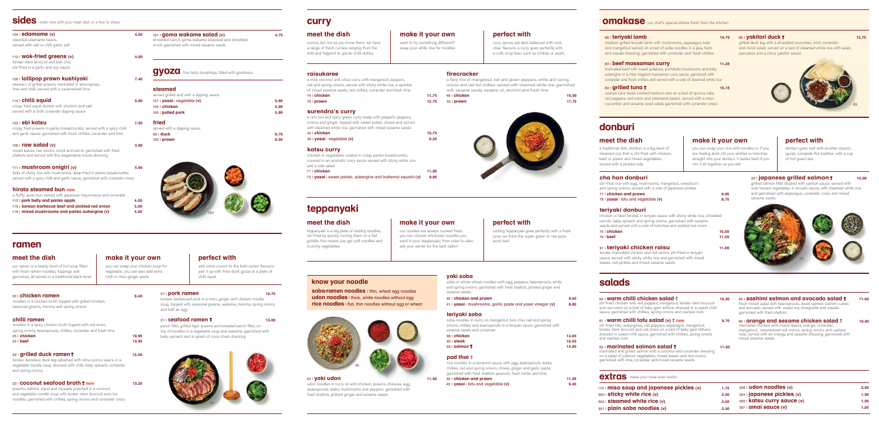# sides
order one with your main dish or a few to share

**104 | edamame (v)** 4.50
steamed edamame beans. served with salt or chilli garlic salt

**112 | wok-fried greens (v)** 4.00
tender stem broccoli and bok choi, stir-fried in a garlic and soy sauce

**106 | lollipop prawn kushiyaki** 7.40
skewers of grilled prawns marinated in lemongrass, lime and chilli. served with a caramelised lime

**114 | chilli squid** 5.90
crispy fried squid dusted with shichimi and salt. served with a chilli coriander dipping sauce

**103 | ebi katsu** 7.50
crispy fried prawns in panko breadcrumbs. served with a spicy chilli and garlic sauce. garnished with fresh chillies, coriander and lime

**109 | raw salad (v)** 3.90
mixed leaves, red onions, mooli and carrot. garnished with fried shallots and served with the wagamama house dressing

**111 | mushroom onigiri (v)** 5.95
balls of sticky rice with mushrooms, deep-fried in panko breadcrumbs. served with a spicy chilli and garlic sauce. garnished with coriander cress

**hirata steamed bun new**
a fluffy, asian bun served with japanese mayonnaise and coriander
113 | **pork belly and panko apple** 4.50
115 | **korean barbecue beef and pickled red onion** 5.00
116 | **mixed mushrooms and panko aubergine (v)** 4.00

**107 | goma wakame salad (v)** 4.75
shredded carrot, goma wakame seaweed and shredded mooli. garnished with mixed sesame seeds

## gyoza
five tasty dumplings, filled with goodness

**steamed**
served grilled and with a dipping sauce
101 | **yasai** | vegetable **(v)** 5.90
100 | **chicken** 5.90
105 | **pulled pork** 5.90

**fried**
served with a dipping sauce
99 | **duck** 6.70
102 | **prawn** 6.50

# ramen

**meet the dish**
our ramen is a hearty bowl of hot soup filled with fresh ramen noodles, toppings and garnishes, all served in a traditional black bowl

**make it your own**
you can swap your chicken soup for vegetable, you can also add extra chilli or miso ginger paste

**perfect with**
add some crunch to the bold ramen flavours. pair it up with fried duck gyoza or a plate of chilli squid

**20 | chicken ramen** 9.40
noodles in a chicken broth topped with grilled chicken, seasonal greens, menma and spring onions

**chilli ramen**
noodles in a spicy chicken broth topped with red onion, spring onions, beansprouts, chillies, coriander and fresh lime
25 | **chicken** 10.95
24 | **beef** 13.95

**22 | grilled duck ramen** 12.00
tender, boneless duck leg splashed with citrus ponzu sauce in a vegetable noodle soup. dressed with chilli, baby spinach, coriander and spring onions

**23 | coconut seafood broth new** 13.25
prawns, salmon, squid and mussels poached in a coconut and vegetable noodle soup with tender stem broccoli and rice noodles. garnished with chillies, spring onions and coriander cress

**27 | pork ramen** 10.75
korean barbecued pork in a miso, ginger and chicken noodle soup. topped with seasonal greens, wakame, menma, spring onions and half an egg

**21 | seafood ramen** 13.00
perch fillet, grilled tiger prawns and breaded perch fillet, on top of noodles in a vegetable soup and wakame, garnished with baby spinach and a splash of nuoc cham dressing

# curry

**meet the dish**
curries, but not as you know them. we have a range of fresh curries, ranging from the mild and fragrant to spicier chilli dishes

**make it your own**
want to try something different? swap your white rice for noodles

**perfect with**
curry spices are best balanced with cool, clear flavours. a curry goes perfectly with a cold, crisp beer such as ichiban or asahi

**raisukaree**
a mild, coconut and citrus curry, with mangetout, peppers, red and spring onions. served with sticky white rice, a sprinkle of mixed sesame seeds, red chillies, coriander and fresh lime
74 | **chicken** 11.75
79 | **prawn** 12.75

**surendra's curry**
a rich, hot and spicy green curry made with jalapeño peppers, onions and ginger. topped with sweet potato straws and served with steamed white rice. garnished with mixed sesame seeds
34 | **chicken** 10.75
39 | **yasai** | vegetable **(v)** 9.25

**katsu curry**
chicken or vegetables coated in crispy panko breadcrumbs, covered in an aromatic curry sauce served with sticky white rice and a side salad
71 | **chicken** 11.00
72 | **yasai** | sweet potato, aubergine and butternut squash **(v)** 9.90

**firecracker**
a fiery mix of mangetout, red and green peppers, white and spring onions and red hot chillies. served with steamed white rice, garnished with sesame seeds, sesame oil, shichimi and fresh lime
49 | **chicken** 10.50
50 | **prawn** 11.75

# teppanyaki

**meet the dish**
teppanyaki is a big plate of sizzling noodles, stir-fried by quickly turning them on a flat griddle. this means you get soft noodles and crunchy vegetables

**make it your own**
our noodles are always cooked fresh. you can choose whichever noodles you want in your teppanyaki, from soba to udon. ask your server for the best option

**perfect with**
sizzling teppanyaki goes perfectly with a fresh juice. we think the super green or raw juice work best

**know your noodle**
**soba/ramen noodles** | thin, wheat egg noodles
**udon noodles** | thick, white noodles without egg
**rice noodles** | flat, thin noodles without egg or wheat

**43 | yaki udon** 11.50
udon noodles in curry oil with chicken, prawns, chikuwa, egg, beansprouts, leeks, mushrooms and peppers. garnished with fried shallots, pickled ginger and sesame seeds

**yaki soba**
soba or whole wheat noodles with egg, peppers, beansprouts, white and spring onions. garnished with fried shallots, pickled ginger and sesame seeds
40 | **chicken and prawn** 9.40
41 | **yasai** | mushrooms, garlic paste and yasai vinegar **(v)** 8.85

**teriyaki soba**
soba noodles in curry oil, mangetout, bok choi, red and spring onions, chillies and beansprouts in a teriyaki sauce. garnished with sesame seeds and coriander
88 | **chicken** 12.00
90 | **steak** 16.50
92 | **salmon** 14.90

**pad thai**
rice noodles in a tamarind sauce with egg, beansprouts, leeks, chillies, red and spring onions, chives, ginger and garlic paste. garnished with fried shallots, peanuts, fresh herbs and lime
42 | **chicken and prawn** 11.95
45 | **yasai** | tofu and vegetable **(v)** 9.45

# omakase
our chef's special dishes fresh from the kitchen

**86 | teriyaki lamb** 14.75
medium grilled teriyaki lamb with mushrooms, asparagus, kale and mangetout served on a bed of soba noodles in a pea, herb and wasabi dressing. garnished with coriander and fresh chillies

**83 | beef massaman curry** 11.25
marinated beef with sweet potatoes, portobello mushrooms and baby aubergine in a mild, fragrant massaman curry sauce. garnished with coriander and fresh chillies and served with a side of steamed white rice

**84 | grilled tuna** 15.15
seared tuna steak cooked medium rare on a bed of quinoa, kale, red peppers, red onion and edamame beans. served with a miso cucumber and sesame seed salad, garnished with coriander cress

**85 | yakitori duck** 13.75
grilled duck leg with a shredded cucumber, mint, coriander and mooli salad. served on a bed of steamed white rice with asian pancakes and a citrus yakitori sauce

# donburi

**meet the dish**
a traditional dish, donburi is a big bowl of steamed rice that is stir-fried with chicken, beef or prawn and mixed vegetables, served with a pickled side

**make it your own**
you can swap your rice with noodles or if you are feeling bold, stir your pickles or kimchee straight into your donburi. it tastes best if you mix it all together as you eat

**perfect with**
donburi goes well with another classic; gyoza. complete the tradition with a cup of hot green tea

**cha han donburi**
stir-fried rice with egg, mushrooms, mangetout, sweetcorn and spring onions. served with a side of japanese pickles
77 | **chicken and prawn** 9.95
78 | **yasai** | tofu and vegetable **(v)** 8.75

**teriyaki donburi**
chicken or beef brisket in teriyaki sauce with sticky white rice, shredded carrots, baby spinach and spring onions. garnished with sesame seeds and served with a side of kimchee and pickled red onion
75 | **chicken** 10.00
76 | **beef** 11.50

**91 | teriyaki chicken raisu** 11.90
tender marinated chicken and red onions stir-fried in teriyaki sauce. served with sticky white rice and garnished with mixed leaves, red pickles and mixed sesame seeds

**35 | japanese grilled salmon** 15.00
grilled salmon fillet drizzled with yakitori sauce. served with wok tossed vegetables in teriyaki sauce, with steamed white rice and garnished with asparagus, coriander cress and mixed sesame seeds

# salads

**64 | warm chilli chicken salad** 10.30
stir-fried chicken with red peppers, mangetout, tender stem broccoli and red onion on a bed of baby gem lettuce. dressed in a sweet chilli sauce. garnished with chillies, spring onions and cashew nuts

**81 | warm chilli tofu salad (v) new** 9.70
stir-fried tofu, aubergines, red peppers, asparagus, mangetout, tender stem broccoli and red onion on a bed of baby gem lettuce. dressed in sweet chilli sauce. garnished with chillies, spring onions and cashew nuts

**63 | marinated salmon salad** 11.95
marinated and grilled salmon with a coconut and coriander dressing on a salad of julienne vegetables, mixed leaves and red onions. garnished with lime, coriander and mixed sesame seeds

**62 | sashimi salmon and avocado salad** 11.00
fresh mixed salad with beansprouts, diced salmon sashimi cubes and avocado. served with sweet soy vinaigrette and wasabi. garnished with fried shallots

**60 | orange and sesame chicken salad** 10.00
marinated chicken with mixed leaves, orange, coriander, mangetout, caramelised red onions, spring onions and cashew nuts. served with an orange and sesame dressing. garnished with mixed sesame seeds

## extras
make your meal even better

| | |
|---|---|
| 110 \| **miso soup and japanese pickles (v)** | 1.75 |
| 300 \| **sticky white rice (v)** | 2.50 |
| 302 \| **steamed white rice (v)** | 2.50 |
| 301 \| **plain soba noodles (v)** | 2.50 |
| 308 \| **udon noodles (v)** | 2.50 |
| 304 \| **japanese pickles (v)** | 1.00 |
| 305 \| **katsu curry sauce (v)** | 1.00 |
| 307 \| **amai sauce (v)** | 1.00 |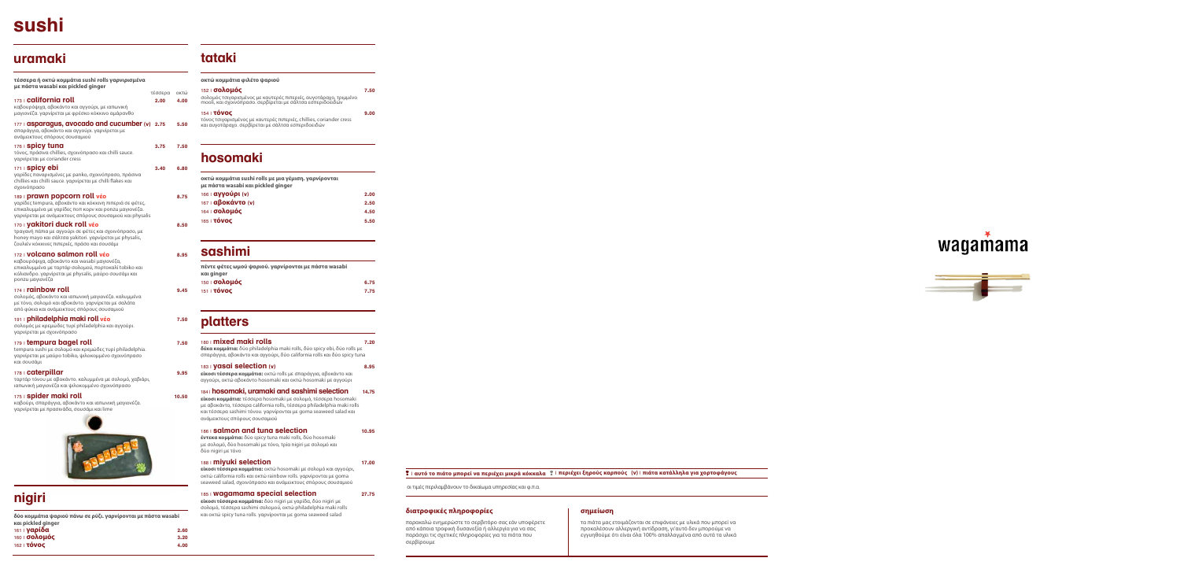# sushi

## uramaki

**τέσσερα ή οκτώ κομμάτια sushi rolls γαρνιρισμένα με πάστα wasabi και pickled ginger**

| | τέσσερα | οκτώ |
|---|---|---|
| 173 I **california roll** | 2.00 | 4.00 |
| καβουρόψιχα, αβοκάντο και αγγούρι, με ιαπωνική μαγιονέζα. γαρνίρεται με φρέσκο κόκκινο αμάρανθο | | |
| 177 I **asparagus, avocado and cucumber (v)** | 2.75 | 5.50 |
| σπαράγγια, αβοκάντο και αγγούρι. γαρνίρεται με ανάμεικτους σπόρους σουσαμιού | | |
| 176 I **spicy tuna** | 3.75 | 7.50 |
| τόνος, πράσινα chillies, σχοινόπρασο και chilli sauce. γαρνίρεται με coriander cress | | |
| 171 I **spicy ebi** | 3.40 | 6.80 |
| γαρίδες πανεαρισμένες με panko, σχοινόπρασο, πράσινα chillies και chilli sauce. γαρνίρεται με chilli flakes και σχοινόπρασο | | |

189 I **prawn popcorn roll νέο** — 8.75
γαρίδες tempura, αβοκάντο και κόκκινη πιπεριά σε φέτες, επικαλυμμένα με γαρίδες ποπ κορν και ponzu μαγιονέζα. γαρνίρεται με ανάμεικτους σπόρους σουσαμιού και physalis

170 I **yakitori duck roll νέο** — 8.50
τραγανή πάπια με αγγούρι σε φέτες και σχοινόπρασο, με honey mayo και σάλτσα yakitori. γαρνίρεται με physalis, ζουλιέν κόκκινες πιπεριές, πράσο και σουσάμι

172 I **volcano salmon roll νέο** — 8.95
καβουρόψιχα, αβοκάντο και wasabi μαγιονέζα, επικαλυμμένα με ταρτάρ σολομού, πορτοκαλί tobiko και κόλιανδρο. γαρνίρεται με physalis, μαύρο σουσάμι και ponzu μαγιονέζα

174 I **rainbow roll** — 9.45
σολομός, αβοκάντο και ιαπωνική μαγιονέζα. καλυμμένα με τόνο, σολομό και αβοκάντο. γαρνίρεται με σαλάτα από φύκια και ανάμεικτους σπόρους σουσαμιού

191 I **philadelphia maki roll νέο** — 7.50
σολομός με κρεμώδες τυρί philadelphia και αγγούρι. γαρνίρεται με σχοινόπρασο

179 I **tempura bagel roll** — 7.50
tempura sushi με σολομό και κρεμώδες τυρί philadelphia. γαρνίρεται με μαύρο tobiko, ψιλοκομμένο σχοινόπρασο και σουσάμι

178 I **caterpillar** — 9.95
ταρτάρ τόνου με αβοκάντο. καλυμμένα με σολομό, χαβιάρι, ιαπωνική μαγιονέζα και ψιλοκομμένο σχοινόπρασο

175 I **spider maki roll** — 10.50
καβούρι, σπαράγγια, αβοκάντο και ιαπωνική μαγιονέζα. γαρνίρεται με πρασινάδα, σουσάμι και lime

## nigiri

**δύο κομμάτια ψαριού πάνω σε ρύζι. γαρνίρονται με πάστα wasabi και pickled ginger**

| | |
|---|---|
| 161 I **γαρίδα** | 2.60 |
| 160 I **σολομός** | 3.20 |
| 162 I **τόνος** | 4.00 |

## tataki

**οκτώ κομμάτια φιλέτο ψαριού**

152 I **σολομός** — 7.50
σολομός τσιγαρισμένος με καυτερές πιπεριές, αυγοτάραχο, τριμμένο mooli, και σχοινόπρασο. σερβίρεται με σάλτσα εσπεριδοειδών

154 I **τόνος** — 9.00
τόνος τσιγαρισμένος με καυτερές πιπεριές, chillies, coriander cress και αυγοτάραχο. σερβίρεται με σάλτσα εσπεριδοειδών

## hosomaki

**οκτώ κομμάτια sushi rolls με μια γέμιση. γαρνίρονται με πάστα wasabi και pickled ginger**

| | |
|---|---|
| 166 I **αγγούρι (v)** | 2.00 |
| 167 I **αβοκάντο (v)** | 2.50 |
| 164 I **σολομός** | 4.50 |
| 165 I **τόνος** | 5.50 |

## sashimi

**πέντε φέτες ωμού ψαριού. γαρνίρονται με πάστα wasabi και ginger**

| | |
|---|---|
| 150 I **σολομός** | 6.75 |
| 151 I **τόνος** | 7.75 |

## platters

180 I **mixed maki rolls** — 7.20
**δέκα κομμάτια:** δύο philadelphia maki rolls, δύο spicy ebi, δύο rolls με σπαράγγια, αβοκάντο και αγγούρι, δύο california rolls και δύο spicy tuna

183 I **yasai selection (v)** — 8.95
**είκοσι τέσσερα κομμάτια:** οκτώ rolls με σπαράγγια, αβοκάντο και αγγούρι, οκτώ αβοκάντο hosomaki και οκτώ hosomaki με αγγούρι

184 I **hosomaki, uramaki and sashimi selection** — 14.75
**είκοσι κομμάτια:** τέσσερα hosomaki με σολομό, τέσσερα hosomaki με αβοκάντο, τέσσερα california rolls, τέσσερα philadelphia maki rolls και τέσσερα sashimi τόνου. γαρνίρονται με goma seaweed salad και ανάμεικτους σπόρους σουσαμιού

186 I **salmon and tuna selection** — 10.95
**έντεκα κομμάτια:** δύο spicy tuna maki rolls, δύο hosomaki με σολομό, δύο hosomaki με τόνο, τρία nigiri με σολομό και δύο nigiri με τόνο

188 I **miyuki selection** — 17.00
**είκοσι τέσσερα κομμάτια:** οκτώ hosomaki με σολομό και αγγούρι, οκτώ california rolls και οκτώ rainbow rolls. γαρνίρονται με goma seaweed salad, σχοινόπρασο και ανάμεικτους σπόρους σουσαμιού

185 I **wagamama special selection** — 27.75
**είκοσι τέσσερα κομμάτια:** δύο nigiri με γαρίδα, δύο nigiri με σολομό, τέσσερα sashimi σολομού, οκτώ philadelphia maki rolls και οκτώ spicy tuna rolls. γαρνίρονται με goma seaweed salad

wagamama

I αυτό το πιάτο μπορεί να περιέχει μικρά κόκκαλα I περιέχει ξηρούς καρπούς (v) I πιάτα κατάλληλα για χορτοφάγους

οι τιμές περιλαμβάνουν το δικαίωμα υπηρεσίας και φ.π.α.

**διατροφικές πληροφορίες**

παρακαλώ ενημερώστε το σερβιτόρο σας εάν υποφέρετε από κάποια τροφική δυσανεξία ή αλλεργία για να σας παράσχει τις σχετικές πληροφορίες για τα πιάτα που σερβίρουμε

**σημείωση**

τα πιάτα μας ετοιμάζονται σε επιφάνειες με υλικά που μπορεί να προκαλέσουν αλλεργική αντίδραση, γι'αυτό δεν μπορούμε να εγγυηθούμε ότι είναι όλα 100% απαλλαγμένα από αυτά τα υλικά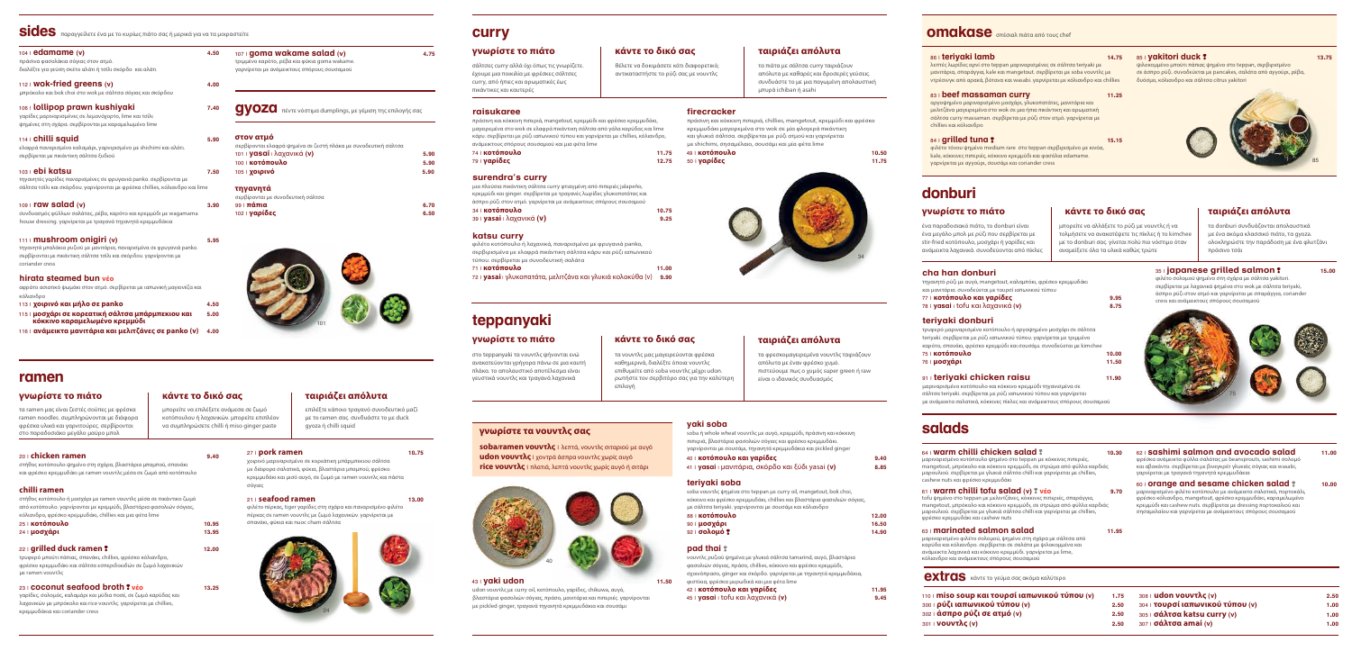# sides

παραγγείλετε ένα με το κυρίως πιάτο σας ή μερικά για να τα μοιραστείτε

**104 | edamame (v)** — 4.50
πράσινα φασολάκια σόγιας στον ατμό.
διαλέξτε για γεύση σκέτο αλάτι ή τσίλι σκόρδο και αλάτι

**112 | wok-fried greens (v)** — 4.00
μπρόκολο και bok choi στο wok με σάλτσα σόγιας και σκόρδου

**106 | lollipop prawn kushiyaki** — 7.40
γαρίδες μαριναρισμένες σε λεμονόχορτο, lime και τσίλι ψημένες στη σχάρα. σερβίρονται με καραμελωμένο lime

**114 | chilli squid** — 5.90
ελαφριά πανάρισμένα καλαμάρι, γαρνιρισμένο με shichimi και αλάτι. σερβίρεται με πικάντικη σάλτσα ξυδιού

**103 | ebi katsu** — 7.50
τηγανητές γαρίδες πανάρισμένες σε ψιχουλάκια panko. σερβίρονται με σάλτσα τσίλι και σκόρδου. γαρνίρονται με φρέσκα chillies, κόλιανδρο και lime

**109 | raw salad (v)** — 3.90
συνδυασμός φύλλων σαλάτας, ρέβα, καρότο και κρεμμύδι με wagamama house dressing. γαρνίρεται με τραγανό τηγανητό κρεμμυδάκια

**111 | mushroom onigiri (v)** — 5.95
τηγανητά μπαλάκια ρυζιού με μανιτάρια, πανάρισμένα σε ψιχουλάκια panko. σερβίρονται με πικάντικη σάλτσα τσίλι και σκόρδου. γαρνίρονται με coriander cress

**hirata steamed bun νέο**
αφράτο ασιατικό ψωμάκι στον ατμό. σερβίρεται με ιαπωνική μαγιονέζα και κόλιανδρο

- **113 | χοιρινό και μήλο σε panko** — 4.50
- **115 | μοσχάρι σε κορεάτικη σάλτσα μπάρμπεκιου και κόκκινο καραμελωμένο κρεμμύδι** — 5.00
- **116 | ανάμεικτα μανιτάρια και μελιτζάνες σε panko (v)** — 4.00

**107 | goma wakame salad (v)** — 4.75
τριμμένο καρότο, ρέβα και φύκια goma wakame. γαρνίρεται με ανάμεικτους σπόρους σουσαμιού

## gyoza

πέντε νόστιμα dumplings, με γέμιση της επιλογής σας

**στον ατμό**
σερβίρονται ελαφριά ψημένα σε ζεστή πλάκα με συνοδευτική σάλτσα

| | |
|---|---|
| 101 \| yasai \| λαχανικά (v) | 5.90 |
| 100 \| κοτόπουλο | 5.90 |
| 105 \| χοιρινό | 5.90 |

**τηγανητά**
σερβίρονται με συνοδευτική σάλτσα

| | |
|---|---|
| 99 \| πάπια | 6.70 |
| 102 \| γαρίδες | 6.50 |

# ramen

**γνωρίστε το πιάτο**
τα ramen μας είναι ζεστές σούπες με φρέσκα ramen noodles. συμπληρώνονται με διάφορα φρέσκα υλικά και γαρνιτούρες. σερβίρονται στο παραδοσιακό μεγάλο μαύρο μπολ

**κάντε το δικό σας**
μπορείτε να επιλέξετε ανάμεσα σε ζωμό κοτόπουλου ή λαχανικών. μπορείτε επιπλέον να συμπληρώσετε chilli ή miso ginger paste

**ταιριάζει απόλυτα**
επιλέξτε κάποιο τραγανό συνοδευτικό μαζί με το ramen σας. συνδυάστε το με duck gyoza ή chilli squid

**20 | chicken ramen** — 9.40
στήθος κοτόπουλου ψημένο στη σχάρα, βλαστάρια μπαμπού, σπανάκι και φρέσκο κρεμμυδάκι με ramen νουντλς μέσα σε ζωμό από κοτόπουλο

**chilli ramen**
στήθος κοτόπουλου ή μοσχάρι με ramen νουντλς μέσα σε πικάντικο ζωμό από κοτόπουλο. γαρνίρονται με κρεμμύδι, βλαστάρια φασολιών σόγιας, κόλιανδρο, φρέσκο κρεμμυδάκι, chillies και μια φέτα lime

| | |
|---|---|
| 25 \| κοτόπουλο | 10.95 |
| 24 \| μοσχάρι | 13.95 |

**22 | grilled duck ramen** — 12.00
τραγανό μπούτι πάπιας, σπανάκι, chillies, φρέσκο κόλιανδρο, φρέσκο κρεμμυδάκι και σάλτσα ισπανοδειδών σε ζωμό λαχανικών με ramen νουντλς

**23 | coconut seafood broth νέο** — 13.25
γαρίδες, σολομός, καλαμάρι και μύδια ποσέ, σε ζωμό καρύδας και λαχανικών με μπρόκολο και rice νουντλς. γαρνίρεται με chillies, κρεμμυδάκια και coriander cress

**27 | pork ramen** — 10.75
χοιρινό μαριναρισμένο σε κορεάτικη μπάρμπεκιου σάλτσα με διάφορα σαλατικά, φύκια, βλαστάρια μπαμπού, φρέσκο κρεμμυδάκι και μισό αυγό, σε ζωμό με ramen νουντλς και πάστα σόγιας

**21 | seafood ramen** — 13.00
φιλέτο πέρκας, tiger γαρίδες στη σχάρα και πανάρισμένο φιλέτο πέρκας σε ramen νουντλς με ζωμό λαχανικών. γαρνίρεται με σπανάκι, φύκια και fish cake σάλτσα

# curry

**γνωρίστε το πιάτο**
σάλτσες curry αλλά όχι όπως τις γνωρίζετε. έχουμε μια ποικιλία με φρέσκιες σάλτσες curry, από ήπιες και αρωματικές έως πικάντικες και καυτερές

**κάντε το δικό σας**
θέλετε να δοκιμάσετε κάτι διαφορετικό; αντικαταστήστε το ρύζι σας με νουντλς

**ταιριάζει απόλυτα**
τα πιάτα με σάλτσα curry ταιριάζουν απόλυτα με καθαρές και δροσερές γεύσεις. συνδυάστε το με μια παγωμένη απαλαυστική μπυρά ichiban ή asahi

**raisukaree**
πράσινη και κόκκινη πιπεριά, mangetout, κρεμμύδι και φρέσκο κρεμμυδάκι, μαγειρεμένα στο wok σε ελαφριά πικάντικη σάλτσα από γάλα καρύδας και lime κάρυ. σερβίρεται με ρύζι ιαπωνικού τύπου και γαρνίρεται με chillies, κόλιανδρο, ανάμεικτους σπόρους σουσαμιού και μια φέτα lime

| | |
|---|---|
| 74 \| κοτόπουλο | 11.75 |
| 79 \| γαρίδες | 12.75 |

**surendra's curry**
μια πλούσια πικάντικη σάλτσα curry φτιαγμένη από πιπεριές jalapeño, κρεμμύδι και ginger. σερβίρεται με τραγανές λωρίδες γλυκοπατάτας και άσπρο ρύζι στον ατμό. γαρνίρεται με ανάμεικτους σπόρους σουσαμιού

| | |
|---|---|
| 34 \| κοτόπουλο | 10.75 |
| 39 \| yasai \| λαχανικά (v) | 9.25 |

**katsu curry**
φιλέτο κοτόπουλο ή λαχανικά, πανάρισμένα με ψιχουλάκια panko, σερβιρισμένα με ελαφριά πικάντικη σάλτσα κάρυ και ρύζι ιαπωνικού τύπου. σερβίρεται με συνοδευτική σαλάτα

| | |
|---|---|
| 71 \| κοτόπουλο | 11.00 |
| 72 \| yasai \| γλυκοπατάτα, μελιτζάνα και γλυκιά κολοκύθα (v) | 9.90 |

**firecracker**
πράσινη και κόκκινη πιπεριά, chillies, mangetout, κρεμμύδι και φρέσκο κρεμμυδάκι μαγειρεμένα στο wok σε μία φλογερή πικάντικη και γλυκιά σάλτσα. σερβίρεται με ρύζι σπυρωτό και γαρνίρεται με shichimi, σησαμέλαιο, σουσάμι και μια φέτα lime

| | |
|---|---|
| 49 \| κοτόπουλο | 10.50 |
| 50 \| γαρίδες | 11.75 |

# teppanyaki

**γνωρίστε το πιάτο**
στο teppanyaki τα νουντλς ψήνονται ενώ ανακατεύονται γρήγορα πάνω σε μια καυτή πλάκα. το αποτέλεσμα είναι γευστικά νουντλς και τραγανά λαχανικά

**κάντε το δικό σας**
τα νουντλς μας μαγειρεύονται φρέσκα καθημερινά, διαλέξτε όποια νουντλς επιθυμείτε από soba νουντλς μέχρι udon. ρωτήστε τον σερβιτόρο σας για την καλύτερη επιλογή

**ταιριάζει απόλυτα**
τα φρεσκομαγειρεμένα νουντλς ταιριάζουν απόλυτα με έναν φρέσκο χυμό. πιστεύουμε πως ο χυμός super green ή raw είναι ο ιδανικός συνδυασμός

**γνωρίστε τα νουντλς σας**
**soba/ramen νουντλς** | λεπτά, νουντλς σιταριού με αυγό
**udon νουντλς** | χοντρά άσπρα νουντλς χωρίς αυγό
**rice νουντλς** | πλακέ, λεπτά νουντλς χωρίς αυγό ή σιτάρι

**43 | yaki udon** — 11.50
udon νουντλς με curry oil, κοτόπουλο, γαρίδες, chikuwa, αυγό, βλαστάρια φασολιών σόγιας, πράσο, μανιτάρια και πιπεριές. γαρνίρονται με pickled ginger, τραγανά τηγανητά κρεμμυδάκια και σουσάμι

**yaki soba**
soba ή whole wheat νουντλς με αυγό, κρεμμύδι, πράσινη και κόκκινη πιπεριά, βλαστάρια φασολιών σόγιας και φρέσκο κρεμμυδάκι. γαρνίρονται με σουσάμι, τηγανητά κρεμμυδάκια και pickled ginger

| | |
|---|---|
| 40 \| κοτόπουλο και γαρίδες | 9.40 |
| 41 \| yasai \| μανιτάρια, σκόρδο και ξύδι yasai (v) | 8.85 |

**teriyaki soba**
soba νουντλς ψημένα στο teppan με curry oil, mangetout, bok choi, κόκκινο και φρέσκο κρεμμυδάκι, chillies και βλαστάρια φασολιών σόγιας, με σάλτσα teriyaki. γαρνίρονται με σουσάμι και κόλιανδρο

| | |
|---|---|
| 88 \| κοτόπουλο | 12.00 |
| 90 \| μοσχάρι | 16.50 |
| 92 \| σολομός | 14.90 |

**pad thai**
νουντλς ρυζιού ψημένα με γλυκιά σάλτσα tamarind, αυγό, βλαστάρια φασολιών σόγιας, πράσο, chillies, κόκκινο και φρέσκο κρεμμύδι, σχοινόπρασο, ginger και σκόρδο. γαρνίρεται με τηγανητά κρεμμυδάκια, φυστίκια, φρέσκα μυρωδικά και μια φέτα lime

| | |
|---|---|
| 42 \| κοτόπουλο και γαρίδες | 11.95 |
| 45 \| yasai \| tofu και λαχανικά (v) | 9.45 |

# omakase

επίλεκτα πιάτα από τους chef

**86 | teriyaki lamb** — 14.75
λεπτές λωρίδες αρνί στο teppan μαριναρισμένες σε σάλτσα teriyaki με μανιτάρια, σπαράγγια, kale και mangetout. σερβίρεται με soba νουντλς με ντρέσινγκ από αρακά, βότανα και wasabi. γαρνίρεται με κόλιανδρο και chillies

**83 | beef massaman curry** — 11.25
αργοψημένο μαριναρισμένο μοσχάρι, γλυκοπατάτες, μανιτάρια και μελιτζάνα μαγειρεμένα στο wok σε μια ήπια πικάντικη και αρωματική σάλτσα curry massaman. σερβίρεται με ρύζι στον ατμό. γαρνίρεται με chillies και κόλιανδρο

**84 | grilled tuna** — 15.15
φιλέτο τόνου ψημένο medium rare στο teppan σερβιρισμένο με κινόα, kale, κόκκινες πιπεριές, κόκκινο κρεμμύδι και φασόλια edamame. γαρνίρεται με αγγούρι, σουσάμι και coriander cress

**85 | yakitori duck** — 13.75
φιλοκομμένο μπούτι πάπιας ψημένο στο teppan, σερβιρισμένο σε άσπρο ρύζι. συνοδεύεται με pancakes, σαλάτα από αγγούρι, ρέβα, δυόσμο, κόλιανδρο και σάλτσα citrus yakitori

# donburi

**γνωρίστε το πιάτο**
ένα παραδοσιακό πιάτο, το donburi είναι ένα μεγάλο μπολ με ρύζι που σερβίρεται με stir-fried κοτόπουλο, μοσχάρι ή γαρίδες και ανάμεικτα λαχανικά. συνοδεύονται από πίκλες

**κάντε το δικό σας**
μπορείτε να αλλάξετε το ρύζι με νουντλς ή να τολμήσετε να ανακατέψετε τις πίκλες ή το kimchee με το donburi σας. γίνεται πολύ πιο νόστιμο όταν ανακατέψετε όλα τα υλικά καθώς τρώτε

**ταιριάζει απόλυτα**
τα donburi συνδυάζονται απολαυστικά με ένα ακόμα κλασσικό πιάτο, τα gyoza. ολοκληρώστε την παράδοση με ένα φλιτζάνι πράσινο τσάι

**cha han donburi**
τηγανητό ρύζι με αυγό, mangetout, καλαμπόκι, φρέσκο κρεμμυδάκι και μανιτάρια. συνοδεύεται με τουρσί ιαπωνικού τύπου

| | |
|---|---|
| 77 \| κοτόπουλο και γαρίδες | 9.95 |
| 78 \| yasai \| tofu και λαχανικά (v) | 8.75 |

**teriyaki donburi**
τρυφερό μαριναρισμένο κοτόπουλο ή αργοψημένο μοσχάρι σε σάλτσα teriyaki. σερβίρεται με ρύζι ιαπωνικού τύπου. γαρνίρεται με τριμμένο καρότο, σπανάκι, φρέσκο κρεμμύδι και σουσάμι. συνοδεύεται με kimchee

| | |
|---|---|
| 75 \| κοτόπουλο | 10.00 |
| 76 \| μοσχάρι | 11.50 |

**91 | teriyaki chicken raisu** — 11.90
μαριναρισμένο κοτόπουλο και κόκκινο κρεμμύδι τηγανισμένα σε σάλτσα teriyaki. σερβίρεται με ρύζι ιαπωνικού τύπου και γαρνίρεται με ανάμεικτα σαλατικά, κόκκινες πίκλες και ανάμεικτους σπόρους σουσαμιού

**35 | japanese grilled salmon** — 15.00
φιλέτο σολομού ψημένο στη σχάρα με σάλτσα yakitori. σερβίρεται με λαχανικά ψημένα στο wok με σάλτσα teriyaki, άσπρο ρύζι στον ατμό και γαρνίρεται με σπαράγγια, coriander cress και ανάμεικτους σπόρους σουσαμιού

# salads

**64 | warm chilli chicken salad** — 10.30
μαριναρισμένο κοτόπουλο ψημένο στο teppan με κόκκινες πιπεριές, mangetout, μπρόκολο και κόκκινο κρεμμύδι, σε στρώμα από φύλλα καρδιάς μαρουλιού. σερβίρεται με γλυκιά σάλτσα chilli και γαρνίρεται με chillies, cashew nuts και φρέσκο κρεμμυδάκι

**61 | warm chilli tofu salad (v) νέο** — 9.70
tofu ψημένο στο teppan με μελιτζάνες, κόκκινες πιπεριές, σπαράγγια, mangetout, μπρόκολο και κόκκινο κρεμμύδι, σε στρώμα από φύλλα καρδιάς μαρουλιού. σερβίρεται με γλυκιά σάλτσα chilli και γαρνίρεται με chillies, φρέσκο κρεμμυδάκι και cashew nuts

**63 | marinated salmon salad** — 11.95
μαριναρισμένο φιλέτο σολομού, ψημένο στη σχάρα με σάλτσα από καρύδα και κόλιανδρο. σερβίρεται σε σαλάτα με φιλοκομμένα και ανάμεικτα λαχανικά και κόκκινο κρεμμύδι. γαρνίρεται με lime, κόλιανδρο και ανάμεικτους σπόρους σουσαμιού

**62 | sashimi salmon and avocado salad** — 11.00
φρέσκο ανάμεικτο φύλλα σαλάτας με beansprouts, sashimi σολομό και αβοκάντο. σερβίρεται με βινεγκρέτ γλυκιάς σόγιας και wasabi, γαρνίρεται με τραγανά τηγανητά κρεμμυδάκια

**60 | orange and sesame chicken salad** — 10.00
μαριναρισμένο φιλέτο κοτόπουλο με ανάμεικτα σαλατικά, πορτοκάλι, φρέσκο κόλιανδρο, mangetout, φρέσκο κρεμμυδάκι, καραμελωμένο κρεμμύδι και cashew nuts. σερβίρεται με dressing πορτοκαλιού και σησαμέλαιου και γαρνίρεται με ανάμεικτους σπόρους σουσαμιού

## extras

κάντε το γεύμα σας ακόμα καλύτερο

| | | | |
|---|---|---|---|
| 110 \| miso soup και τουρσί ιαπωνικού τύπου (v) | 1.75 | 308 \| udon νουντλς (v) | 2.50 |
| 300 \| ρύζι ιαπωνικού τύπου (v) | 2.50 | 304 \| τουρσί ιαπωνικού τύπου (v) | 1.00 |
| 302 \| άσπρο ρύζι σε ατμό (v) | 2.50 | 305 \| σάλτσα katsu curry (v) | 1.00 |
| 301 \| νουντλς (v) | 2.50 | 307 \| σάλτσα amai (v) | 1.00 |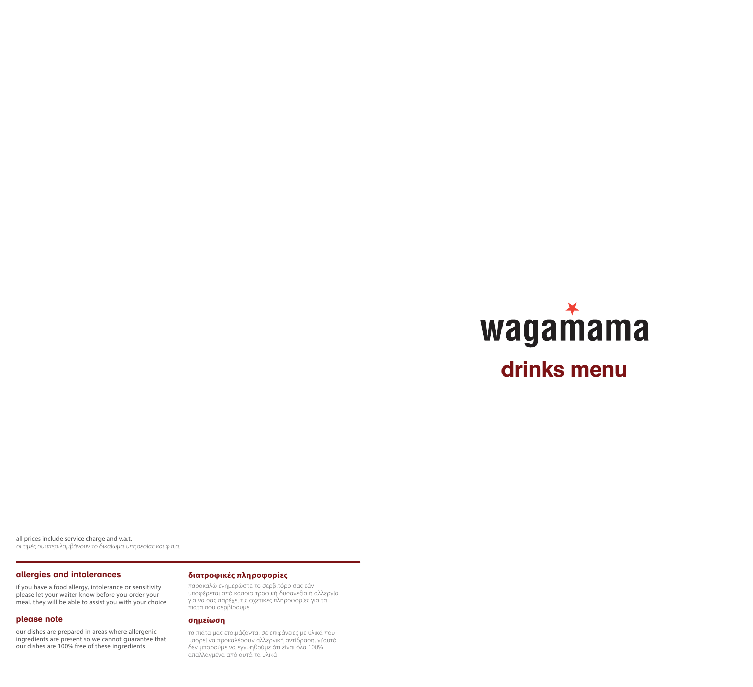# wagamama

## drinks menu

all prices include service charge and v.a.t.
*οι τιμές συμπεριλαμβάνουν το δικαίωμα υπηρεσίας και φ.π.α.*

### allergies and intolerances

if you have a food allergy, intolerance or sensitivity please let your waiter know before you order your meal. they will be able to assist you with your choice

### please note

our dishes are prepared in areas where allergenic ingredients are present so we cannot guarantee that our dishes are 100% free of these ingredients

### διατροφικές πληροφορίες

παρακαλώ ενημερώστε το σερβιτόρο σας εάν υποφέρεται από κάποια τροφική δυσανεξία ή αλλεργία για να σας παρέχει τις σχετικές πληροφορίες για τα πιάτα που σερβίρουμε

### σημείωση

τα πιάτα μας ετοιμάζονται σε επιφάνειες με υλικά που μπορεί να προκαλέσουν αλλεργική αντίδραση, γι'αυτό δεν μπορούμε να εγγυηθούμε ότι είναι όλα 100% απαλλαγμένα από αυτά τα υλικά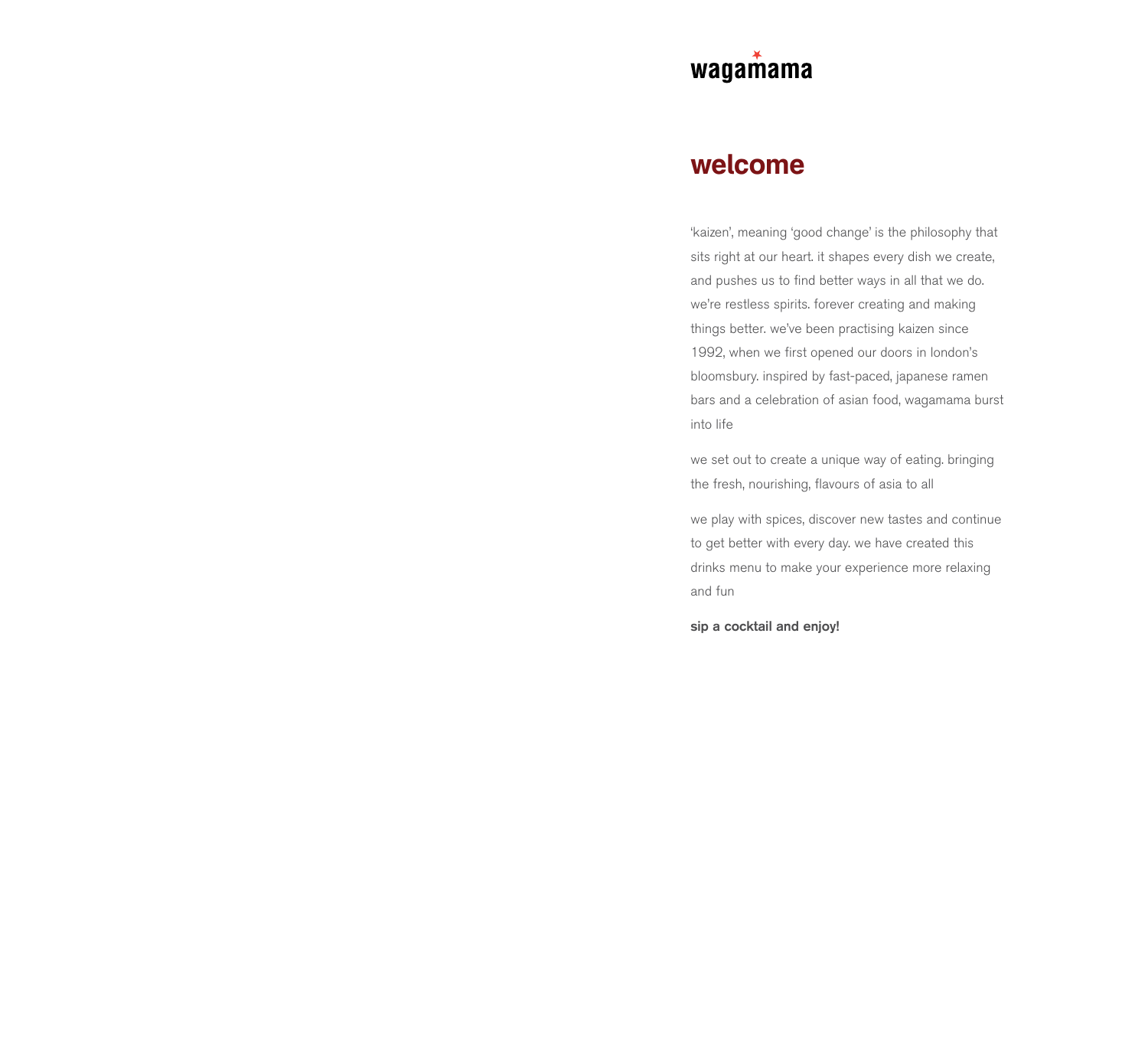wagamama

# welcome

'kaizen', meaning 'good change' is the philosophy that sits right at our heart. it shapes every dish we create, and pushes us to find better ways in all that we do. we're restless spirits. forever creating and making things better. we've been practising kaizen since 1992, when we first opened our doors in london's bloomsbury. inspired by fast-paced, japanese ramen bars and a celebration of asian food, wagamama burst into life

we set out to create a unique way of eating. bringing the fresh, nourishing, flavours of asia to all

we play with spices, discover new tastes and continue to get better with every day. we have created this drinks menu to make your experience more relaxing and fun

**sip a cocktail and enjoy!**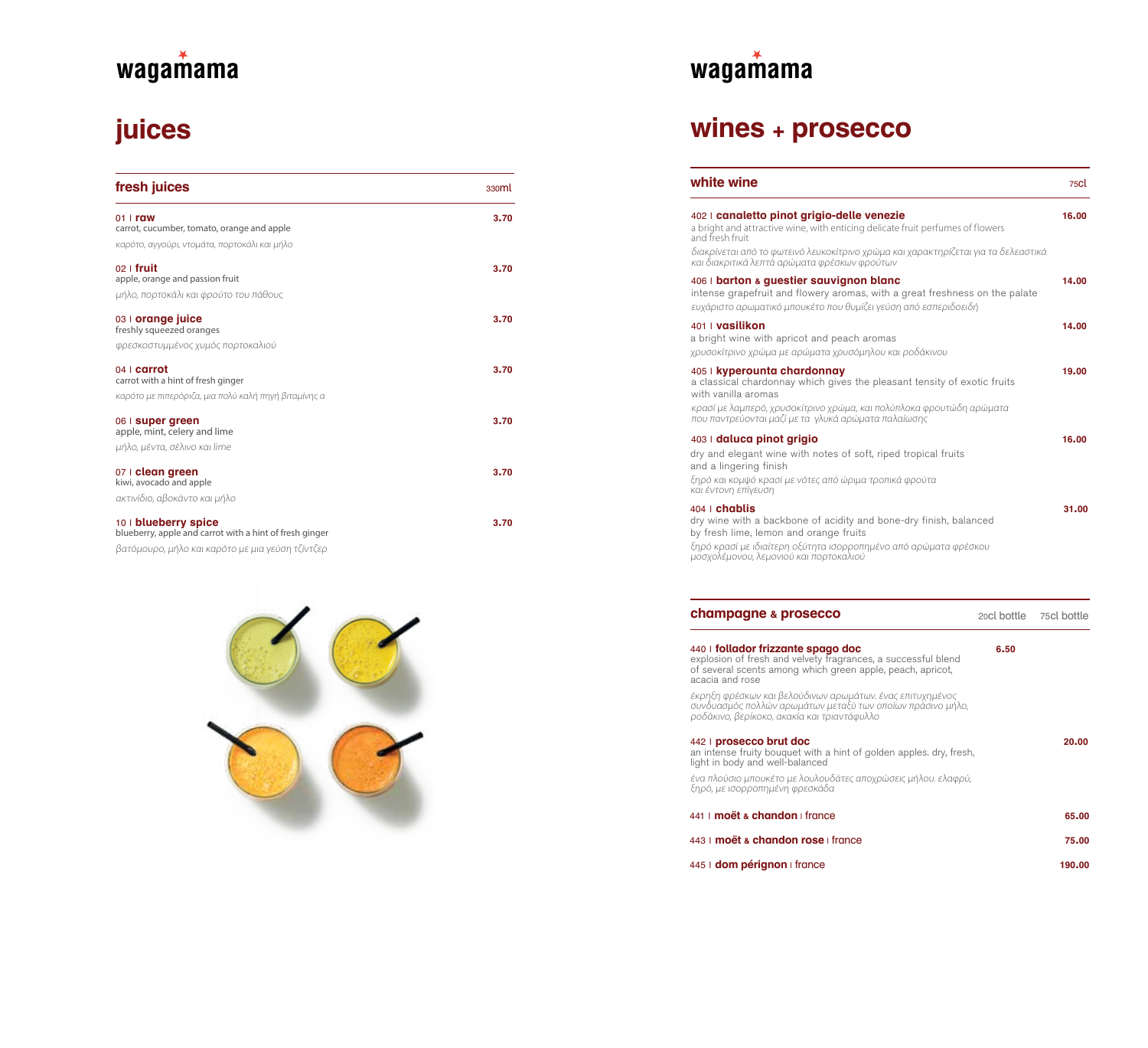wagamama

# juices

## fresh juices

330ml

01 I **raw** — **3.70**
carrot, cucumber, tomato, orange and apple
*καρότο, αγγούρι, ντομάτα, πορτοκάλι και μήλο*

02 I **fruit** — **3.70**
apple, orange and passion fruit
*μήλο, πορτοκάλι και φρούτο του πάθους*

03 I **orange juice** — **3.70**
freshly squeezed oranges
*φρεσκοστυμμένος χυμός πορτοκαλιού*

04 I **carrot** — **3.70**
carrot with a hint of fresh ginger
*καρότο με πιπερόριζα, μια πολύ καλή πηγή βιταμίνης α*

06 I **super green** — **3.70**
apple, mint, celery and lime
*μήλο, μέντα, σέλινο και lime*

07 I **clean green** — **3.70**
kiwi, avocado and apple
*ακτινίδιο, αβοκάντο και μήλο*

10 I **blueberry spice** — **3.70**
blueberry, apple and carrot with a hint of fresh ginger
*βατόμουρο, μήλο και καρότο με μια γεύση τζίντζερ*

wagamama

# wines + prosecco

## white wine

75cl

402 I **canaletto pinot grigio-delle venezie** — **16.00**
a bright and attractive wine, with enticing delicate fruit perfumes of flowers and fresh fruit
*διακρίνεται από το φωτεινό λευκοκίτρινο χρώμα και χαρακτηρίζεται για τα δελεαστικά και διακριτικά λεπτά αρώματα φρέσκων φρούτων*

406 I **barton & guestier sauvignon blanc** — **14.00**
intense grapefruit and flowery aromas, with a great freshness on the palate
*ευχάριστο αρωματικό μπουκέτο που θυμίζει γεύση από εσπεριδοειδή*

401 I **vasilikon** — **14.00**
a bright wine with apricot and peach aromas
*χρυσοκίτρινο χρώμα με αρώματα χρυσόμηλου και ροδάκινου*

405 I **kyperounta chardonnay** — **19.00**
a classical chardonnay which gives the pleasant tensity of exotic fruits with vanilla aromas
*κρασί με λαμπερό, χρυσοκίτρινο χρώμα, και πολύπλοκα φρουτώδη αρώματα που παντρεύονται μαζί με τα γλυκά αρώματα παλαίωσης*

403 I **daluca pinot grigio** — **16.00**
dry and elegant wine with notes of soft, riped tropical fruits and a lingering finish
*ξηρό και κομψό κρασί με νότες από ώριμα τροπικά φρούτα και έντονη επίγευση*

404 I **chablis** — **31.00**
dry wine with a backbone of acidity and bone-dry finish, balanced by fresh lime, lemon and orange fruits
*ξηρό κρασί με ιδιαίτερη οξύτητα ισορροπημένο από αρώματα φρέσκου μοσχολέμονου, λεμονιού και πορτοκαλιού*

## champagne & prosecco

| | 20cl bottle | 75cl bottle |
|---|---|---|
| 440 I **follador frizzante spago doc**<br>explosion of fresh and velvety fragrances, a successful blend of several scents among which green apple, peach, apricot, acacia and rose<br>*έκρηξη φρέσκων και βελούδινων αρωμάτων. ένας επιτυχημένος συνδυασμός πολλών αρωμάτων μεταξύ των οποίων πράσινο μήλο, ροδάκινο, βερίκοκο, ακακία και τριαντάφυλλο* | **6.50** | |
| 442 I **prosecco brut doc**<br>an intense fruity bouquet with a hint of golden apples. dry, fresh, light in body and well-balanced<br>*ένα πλούσιο μπουκέτο με λουλουδάτες αποχρώσεις μήλου. ελαφρύ, ξηρό, με ισορροπημένη φρεσκάδα* | | **20.00** |
| 441 I **moët & chandon** I france | | **65.00** |
| 443 I **moët & chandon rose** I france | | **75.00** |
| 445 I **dom pérignon** I france | | **190.00** |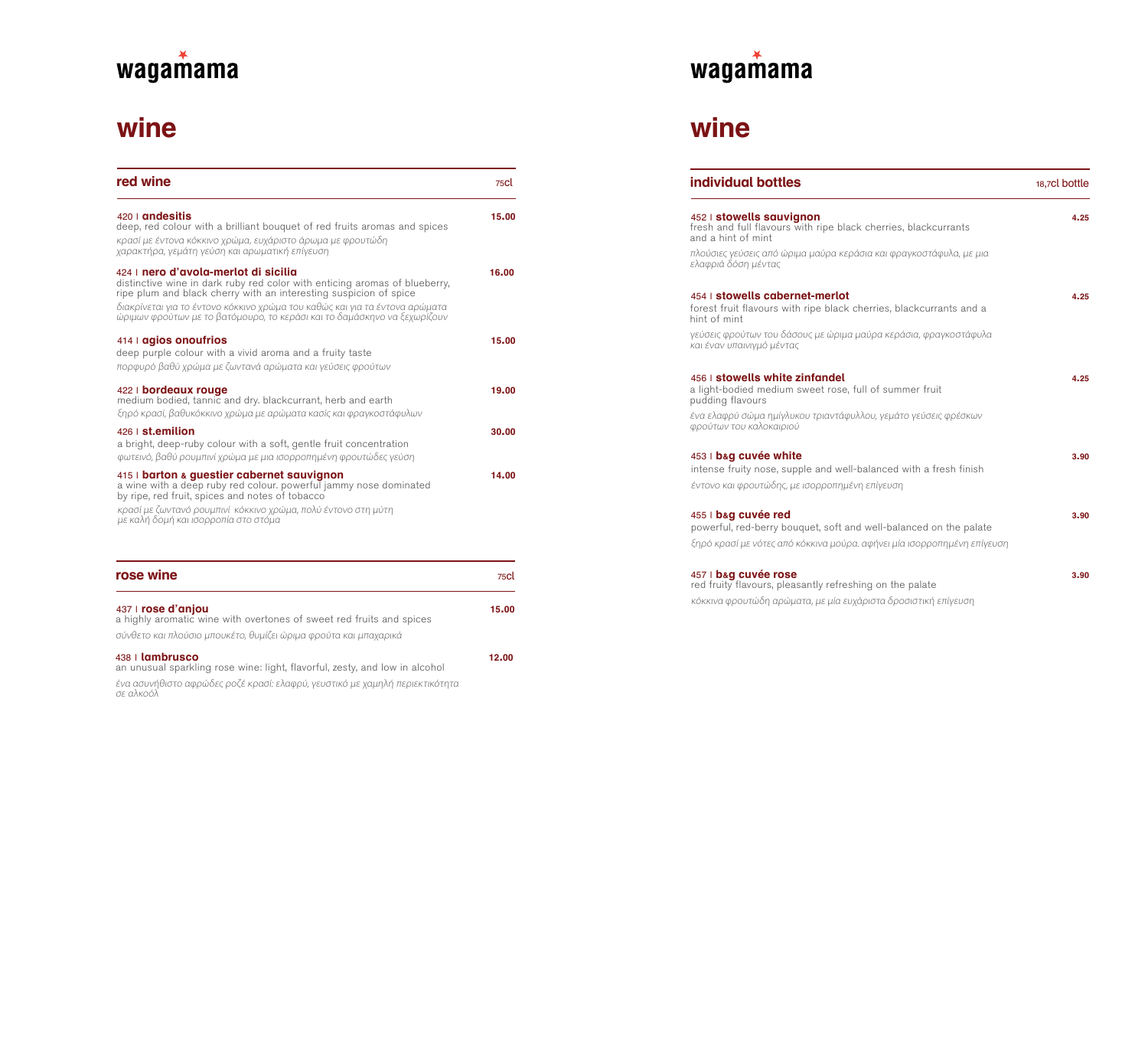# wagamama

## wine

### red wine — 75cl

**420 | andesitis** — **15.00**
deep, red colour with a brilliant bouquet of red fruits aromas and spices
*κρασί με έντονα κόκκινο χρώμα, ευχάριστο άρωμα με φρουτώδη χαρακτήρα, γεμάτη γεύση και αρωματική επίγευση*

**424 | nero d'avola-merlot di sicilia** — **16.00**
distinctive wine in dark ruby red color with enticing aromas of blueberry, ripe plum and black cherry with an interesting suspicion of spice
*διακρίνεται για το έντονο κόκκινο χρώμα του καθώς και για τα έντονα αρώματα ώριμων φρούτων με το βατόμουρο, το κεράσι και το δαμάσκηνο να ξεχωρίζουν*

**414 | agios onoufrios** — **15.00**
deep purple colour with a vivid aroma and a fruity taste
*πορφυρό βαθύ χρώμα με ζωντανά αρώματα και γεύσεις φρούτων*

**422 | bordeaux rouge** — **19.00**
medium bodied, tannic and dry. blackcurrant, herb and earth
*ξηρό κρασί, βαθυκόκκινο χρώμα με αρώματα κασίς και φραγκοστάφυλων*

**426 | st.emilion** — **30.00**
a bright, deep-ruby colour with a soft, gentle fruit concentration
*φωτεινό, βαθύ ρουμπινί χρώμα με μια ισορροπημένη φρουτώδες γεύση*

**415 | barton & guestier cabernet sauvignon** — **14.00**
a wine with a deep ruby red colour. powerful jammy nose dominated by ripe, red fruit, spices and notes of tobacco
*κρασί με ζωντανό ρουμπινί κόκκινο χρώμα, πολύ έντονο στη μύτη με καλή δομή και ισορροπία στο στόμα*

### rose wine — 75cl

**437 | rose d'anjou** — **15.00**
a highly aromatic wine with overtones of sweet red fruits and spices
*σύνθετο και πλούσιο μπουκέτο, θυμίζει ώριμα φρούτα και μπαχαρικά*

**438 | lambrusco** — **12.00**
an unusual sparkling rose wine: light, flavorful, zesty, and low in alcohol
*ένα ασυνήθιστο αφρώδες ροζέ κρασί: ελαφρύ, γευστικό με χαμηλή περιεκτικότητα σε αλκοόλ*

# wagamama

## wine

### individual bottles — 18,7cl bottle

**452 | stowells sauvignon** — **4.25**
fresh and full flavours with ripe black cherries, blackcurrants and a hint of mint
*πλούσιες γεύσεις από ώριμα μαύρα κεράσια και φραγκοστάφυλα, με μια ελαφριά δόση μέντας*

**454 | stowells cabernet-merlot** — **4.25**
forest fruit flavours with ripe black cherries, blackcurrants and a hint of mint
*γεύσεις φρούτων του δάσους με ώριμα μαύρα κεράσια, φραγκοστάφυλα και έναν υπαινιγμό μέντας*

**456 | stowells white zinfandel** — **4.25**
a light-bodied medium sweet rose, full of summer fruit pudding flavours
*ένα ελαφρύ σώμα ημίγλυκου τριαντάφυλλου, γεμάτο γεύσεις φρέσκων φρούτων του καλοκαιριού*

**453 | b&g cuvée white** — **3.90**
intense fruity nose, supple and well-balanced with a fresh finish
*έντονο και φρουτώδης, με ισορροπημένη επίγευση*

**455 | b&g cuvée red** — **3.90**
powerful, red-berry bouquet, soft and well-balanced on the palate
*ξηρό κρασί με νότες από κόκκινα μούρα. αφήνει μία ισορροπημένη επίγευση*

**457 | b&g cuvée rose** — **3.90**
red fruity flavours, pleasantly refreshing on the palate
*κόκκινα φρουτώδη αρώματα, με μία ευχάριστα δροσιστική επίγευση*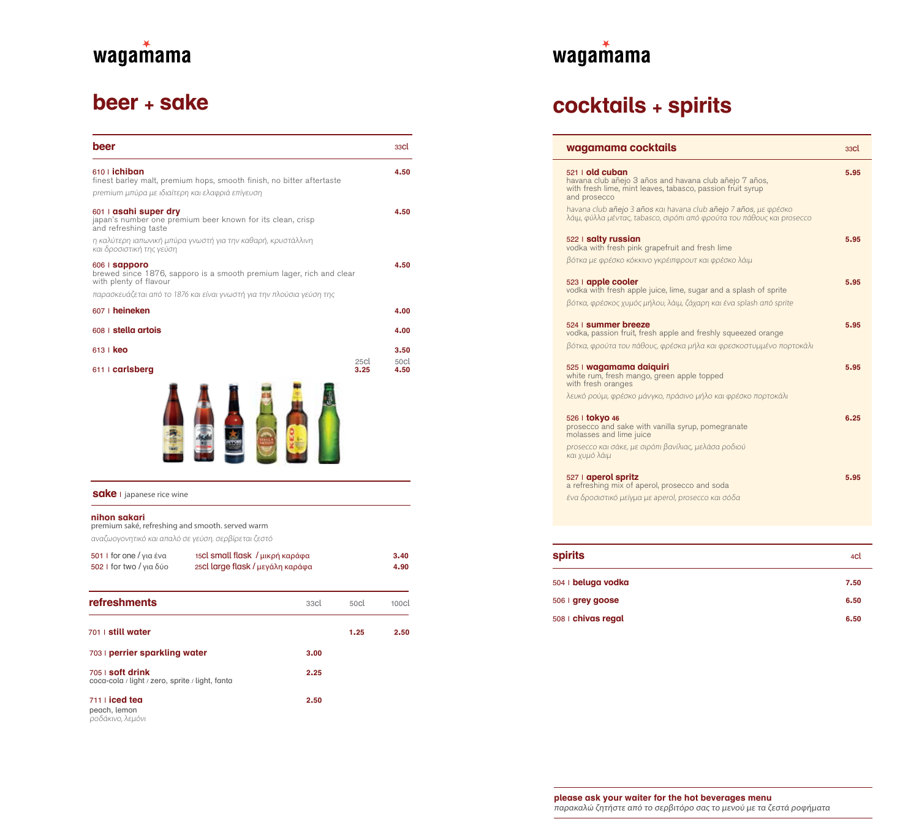# wagamama

## beer + sake

### beer

| | 33cl |
|---|---|
| 610 I **ichiban**<br>finest barley malt, premium hops, smooth finish, no bitter aftertaste<br>*premium μπύρα με ιδιαίτερη και ελαφριά επίγευση* | **4.50** |
| 601 I **asahi super dry**<br>japan's number one premium beer known for its clean, crisp and refreshing taste<br>*η καλύτερη ιαπωνική μπύρα γνωστή για την καθαρή, κρυστάλλινη και δροσιστική της γεύση* | **4.50** |
| 606 I **sapporo**<br>brewed since 1876, sapporo is a smooth premium lager, rich and clear with plenty of flavour<br>*παρασκευάζεται από το 1876 και είναι γνωστή για την πλούσια γεύση της* | **4.50** |
| 607 I **heineken** | **4.00** |
| 608 I **stella artois** | **4.00** |
| 613 I **keo** | **3.50** |

| | 25cl | 50cl |
|---|---|---|
| 611 I **carlsberg** | **3.25** | **4.50** |

### sake I japanese rice wine

**nihon sakari**
premium saké, refreshing and smooth. served warm
*αναζωογονητικό και απαλό σε γεύση. σερβίρεται ζεστό*

| | | |
|---|---|---|
| 501 I for one / για ένα | 15cl small flask / μικρή καράφα | **3.40** |
| 502 I for two / για δύο | 25cl large flask / μεγάλη καράφα | **4.90** |

### refreshments

| | 33cl | 50cl | 100cl |
|---|---|---|---|
| 701 I **still water** | | **1.25** | **2.50** |
| 703 I **perrier sparkling water** | **3.00** | | |
| 705 I **soft drink**<br>coca-cola / light / zero, sprite / light, fanta | **2.25** | | |
| 711 I **iced tea**<br>peach, lemon<br>*ροδάκινο, λεμόνι* | **2.50** | | |

# wagamama

## cocktails + spirits

### wagamama cocktails

| | 33cl |
|---|---|
| 521 I **old cuban**<br>havana club añejo 3 años and havana club añejo 7 años, with fresh lime, mint leaves, tabasco, passion fruit syrup and prosecco<br>*havana club añejo 3 años και havana club añejo 7 años, με φρέσκο λάιμ, φύλλα μέντας, tabasco, σιρόπι από φρούτα του πάθους και prosecco* | **5.95** |
| 522 I **salty russian**<br>vodka with fresh pink grapefruit and fresh lime<br>*βότκα με φρέσκο κόκκινο γκρέιπφρουτ και φρέσκο λάιμ* | **5.95** |
| 523 I **apple cooler**<br>vodka with fresh apple juice, lime, sugar and a splash of sprite<br>*βότκα, φρέσκος χυμός μήλου, λάιμ, ζάχαρη και ένα splash από sprite* | **5.95** |
| 524 I **summer breeze**<br>vodka, passion fruit, fresh apple and freshly squeezed orange<br>*βότκα, φρούτα του πάθους, φρέσκα μήλα και φρεσκοστυμμένο πορτοκάλι* | **5.95** |
| 525 I **wagamama daiquiri**<br>white rum, fresh mango, green apple topped with fresh oranges<br>*λευκό ρούμι, φρέσκο μάνγκο, πράσινο μήλο και φρέσκο πορτοκάλι* | **5.95** |
| 526 I **tokyo 46**<br>prosecco and sake with vanilla syrup, pomegranate molasses and lime juice<br>*prosecco και σάκε, με σιρόπι βανίλιας, μελάσα ροδιού και χυμό λάιμ* | **6.25** |
| 527 I **aperol spritz**<br>a refreshing mix of aperol, prosecco and soda<br>*ένα δροσιστικό μείγμα με aperol, prosecco και σόδα* | **5.95** |

### spirits

| | 4cl |
|---|---|
| 504 I **beluga vodka** | **7.50** |
| 506 I **grey goose** | **6.50** |
| 508 I **chivas regal** | **6.50** |

**please ask your waiter for the hot beverages menu**
*παρακαλώ ζητήστε από το σερβιτόρο σας το μενού με τα ζεστά ροφήματα*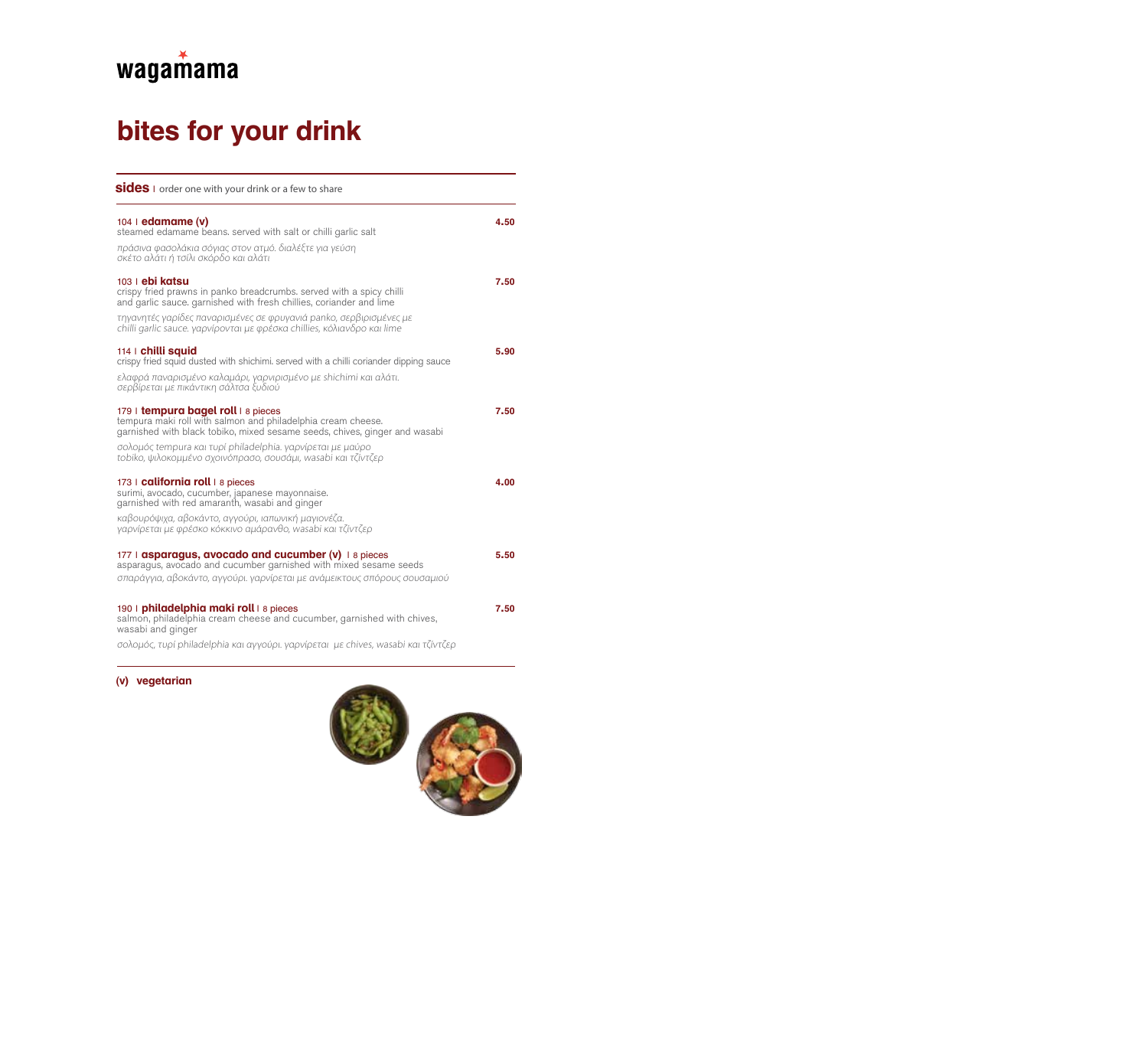wagamama

# bites for your drink

## sides | order one with your drink or a few to share

**104 | edamame (v)** — 4.50
steamed edamame beans. served with salt or chilli garlic salt

*πράσινα φασολάκια σόγιας στον ατμό. διαλέξτε για γεύση σκέτο αλάτι ή τσίλι σκόρδο και αλάτι*

**103 | ebi katsu** — 7.50
crispy fried prawns in panko breadcrumbs. served with a spicy chilli and garlic sauce. garnished with fresh chillies, coriander and lime

*τηγανητές γαρίδες παναρισμένες σε φρυγανιά panko, σερβιρισμένες με chilli garlic sauce. γαρνίρονται με φρέσκα chillies, κόλιανδρο και lime*

**114 | chilli squid** — 5.90
crispy fried squid dusted with shichimi. served with a chilli coriander dipping sauce

*ελαφρά παναρισμένο καλαμάρι, γαρνιρισμένο με shichimi και αλάτι. σερβίρεται με πικάντικη σάλτσα ξυδιού*

**179 | tempura bagel roll** | 8 pieces — 7.50
tempura maki roll with salmon and philadelphia cream cheese. garnished with black tobiko, mixed sesame seeds, chives, ginger and wasabi

*σολομός tempura και τυρί philadelphia. γαρνίρεται με μαύρο tobiko, ψιλοκομμένο σχοινόπρασο, σουσάμι, wasabi και τζίντζερ*

**173 | california roll** | 8 pieces — 4.00
surimi, avocado, cucumber, japanese mayonnaise. garnished with red amaranth, wasabi and ginger

*καβουρόψιχα, αβοκάντο, αγγούρι, ιαπωνική μαγιονέζα. γαρνίρεται με φρέσκο κόκκινο αμάρανθο, wasabi και τζίντζερ*

**177 | asparagus, avocado and cucumber (v)** | 8 pieces — 5.50
asparagus, avocado and cucumber garnished with mixed sesame seeds

*σπαράγγια, αβοκάντο, αγγούρι. γαρνίρεται με ανάμεικτους σπόρους σουσαμιού*

**190 | philadelphia maki roll** | 8 pieces — 7.50
salmon, philadelphia cream cheese and cucumber, garnished with chives, wasabi and ginger

*σολομός, τυρί philadelphia και αγγούρι. γαρνίρεται με chives, wasabi και τζίντζερ*

**(v) vegetarian**